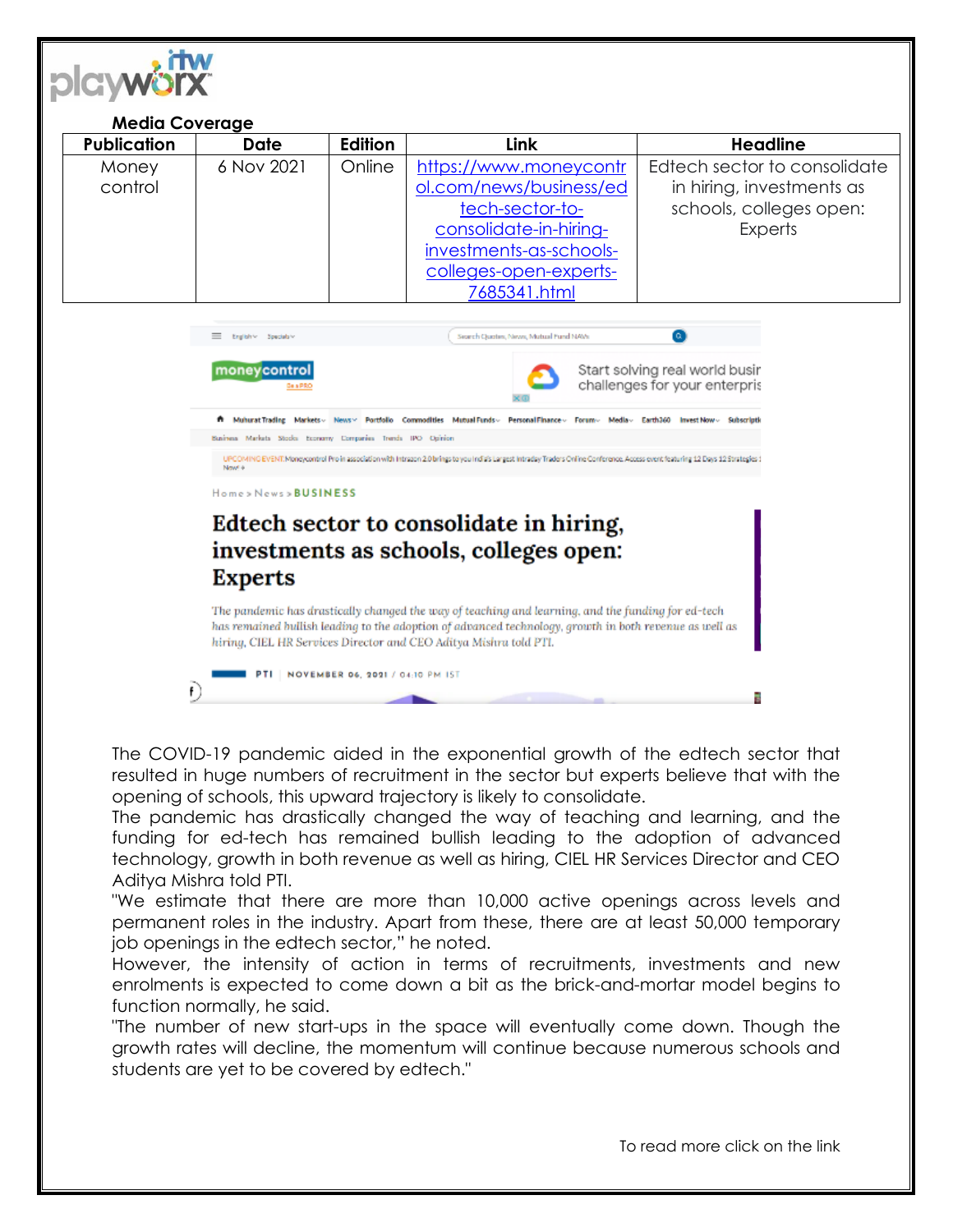**Media Coverage**

| Publication | Date | Edition | Link | Headline |
|---|---|---|---|---|
| Money control | 6 Nov 2021 | Online | https://www.moneycontrol.com/news/business/edtech-sector-to-consolidate-in-hiring-investments-as-schools-colleges-open-experts-7685341.html | Edtech sector to consolidate in hiring, investments as schools, colleges open: Experts |

Home > News > BUSINESS

# Edtech sector to consolidate in hiring, investments as schools, colleges open: Experts

*The pandemic has drastically changed the way of teaching and learning, and the funding for ed-tech has remained bullish leading to the adoption of advanced technology, growth in both revenue as well as hiring, CIEL HR Services Director and CEO Aditya Mishra told PTI.*

PTI | NOVEMBER 06, 2021 / 04:10 PM IST

The COVID-19 pandemic aided in the exponential growth of the edtech sector that resulted in huge numbers of recruitment in the sector but experts believe that with the opening of schools, this upward trajectory is likely to consolidate.

The pandemic has drastically changed the way of teaching and learning, and the funding for ed-tech has remained bullish leading to the adoption of advanced technology, growth in both revenue as well as hiring, CIEL HR Services Director and CEO Aditya Mishra told PTI.

"We estimate that there are more than 10,000 active openings across levels and permanent roles in the industry. Apart from these, there are at least 50,000 temporary job openings in the edtech sector," he noted.

However, the intensity of action in terms of recruitments, investments and new enrolments is expected to come down a bit as the brick-and-mortar model begins to function normally, he said.

"The number of new start-ups in the space will eventually come down. Though the growth rates will decline, the momentum will continue because numerous schools and students are yet to be covered by edtech."

To read more click on the link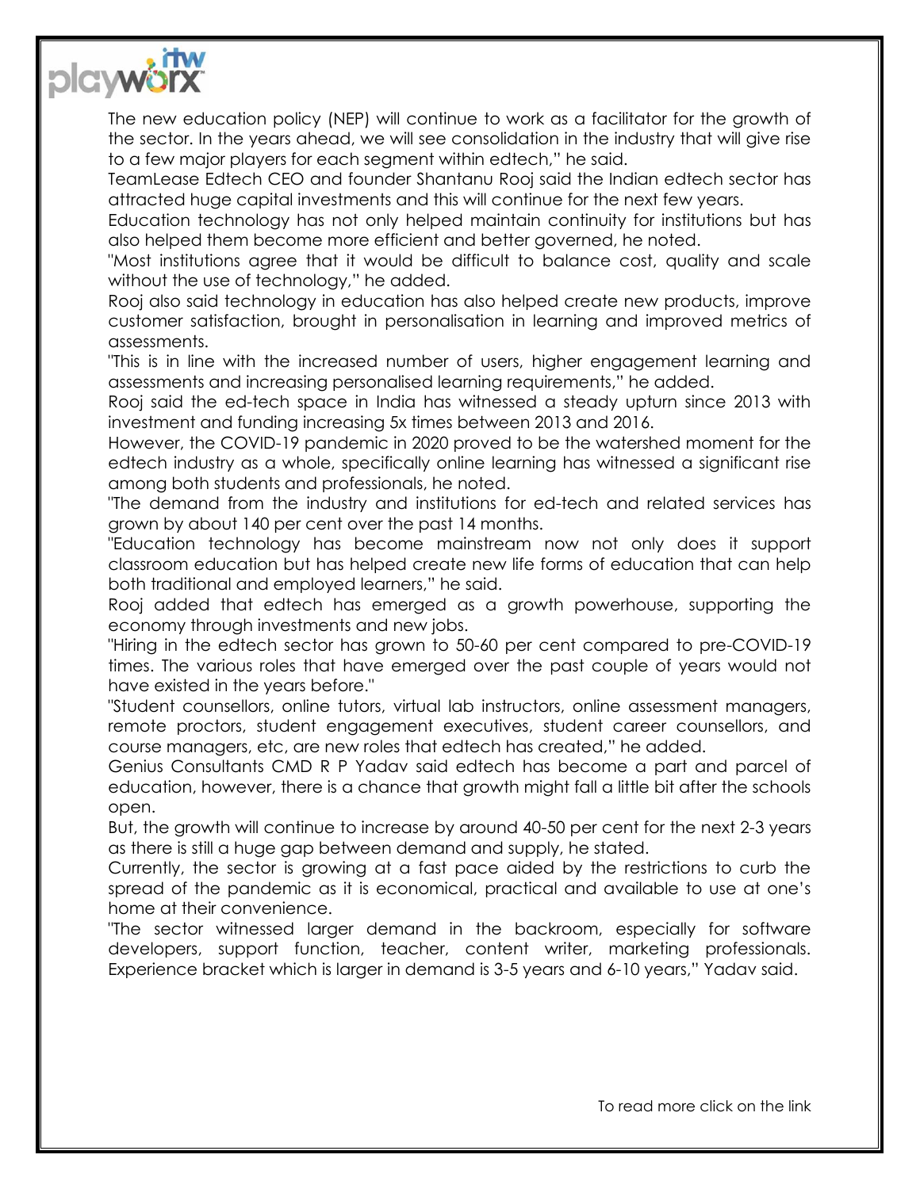The new education policy (NEP) will continue to work as a facilitator for the growth of the sector. In the years ahead, we will see consolidation in the industry that will give rise to a few major players for each segment within edtech," he said.

TeamLease Edtech CEO and founder Shantanu Rooj said the Indian edtech sector has attracted huge capital investments and this will continue for the next few years.

Education technology has not only helped maintain continuity for institutions but has also helped them become more efficient and better governed, he noted.

"Most institutions agree that it would be difficult to balance cost, quality and scale without the use of technology," he added.

Rooj also said technology in education has also helped create new products, improve customer satisfaction, brought in personalisation in learning and improved metrics of assessments.

"This is in line with the increased number of users, higher engagement learning and assessments and increasing personalised learning requirements," he added.

Rooj said the ed-tech space in India has witnessed a steady upturn since 2013 with investment and funding increasing 5x times between 2013 and 2016.

However, the COVID-19 pandemic in 2020 proved to be the watershed moment for the edtech industry as a whole, specifically online learning has witnessed a significant rise among both students and professionals, he noted.

"The demand from the industry and institutions for ed-tech and related services has grown by about 140 per cent over the past 14 months.

"Education technology has become mainstream now not only does it support classroom education but has helped create new life forms of education that can help both traditional and employed learners," he said.

Rooj added that edtech has emerged as a growth powerhouse, supporting the economy through investments and new jobs.

"Hiring in the edtech sector has grown to 50-60 per cent compared to pre-COVID-19 times. The various roles that have emerged over the past couple of years would not have existed in the years before."

"Student counsellors, online tutors, virtual lab instructors, online assessment managers, remote proctors, student engagement executives, student career counsellors, and course managers, etc, are new roles that edtech has created," he added.

Genius Consultants CMD R P Yadav said edtech has become a part and parcel of education, however, there is a chance that growth might fall a little bit after the schools open.

But, the growth will continue to increase by around 40-50 per cent for the next 2-3 years as there is still a huge gap between demand and supply, he stated.

Currently, the sector is growing at a fast pace aided by the restrictions to curb the spread of the pandemic as it is economical, practical and available to use at one's home at their convenience.

"The sector witnessed larger demand in the backroom, especially for software developers, support function, teacher, content writer, marketing professionals. Experience bracket which is larger in demand is 3-5 years and 6-10 years," Yadav said.

To read more click on the link